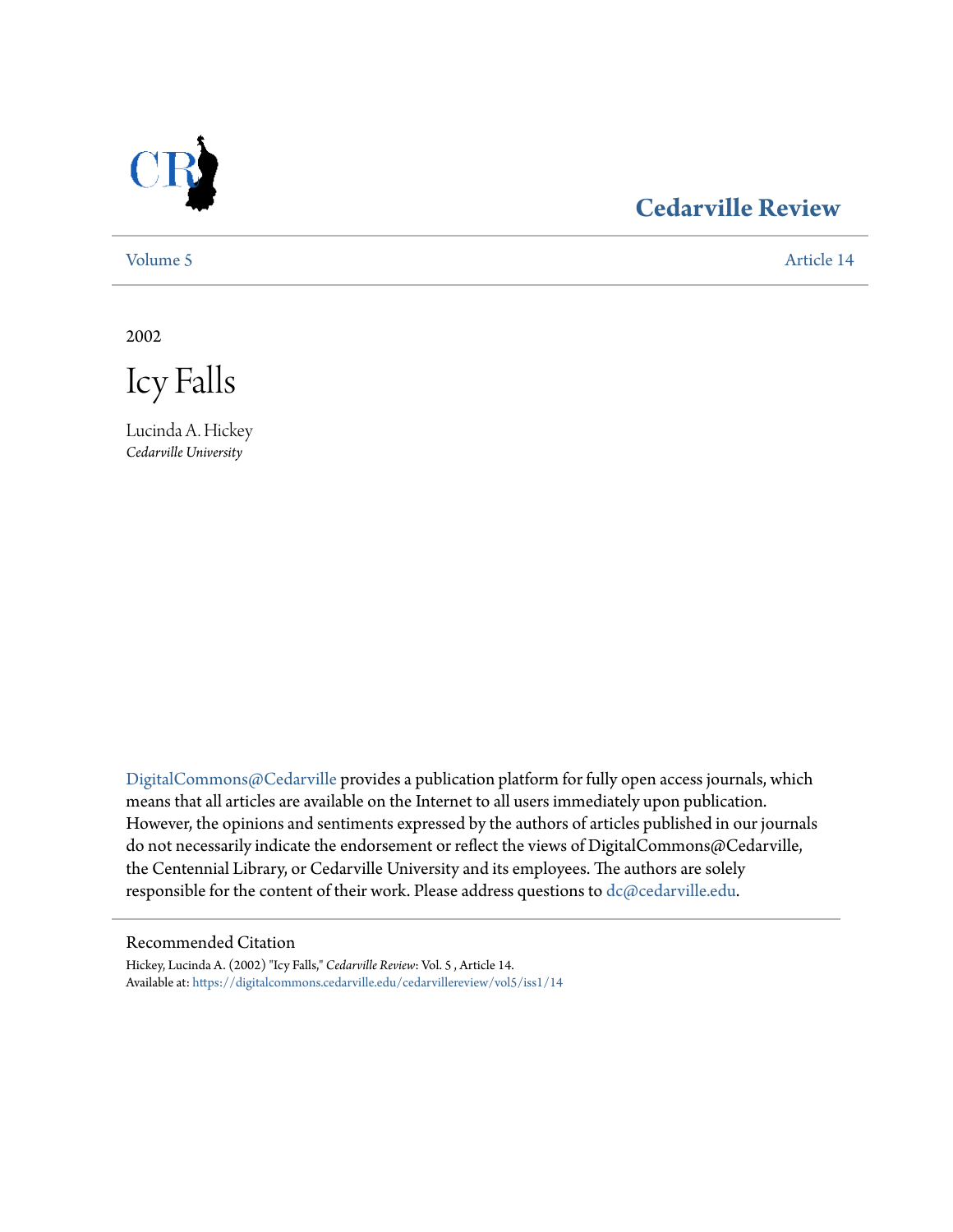# Cedarville Review

Volume 5 | Article 14

2002

# Icy Falls

Lucinda A. Hickey
*Cedarville University*

DigitalCommons@Cedarville provides a publication platform for fully open access journals, which means that all articles are available on the Internet to all users immediately upon publication. However, the opinions and sentiments expressed by the authors of articles published in our journals do not necessarily indicate the endorsement or reflect the views of DigitalCommons@Cedarville, the Centennial Library, or Cedarville University and its employees. The authors are solely responsible for the content of their work. Please address questions to dc@cedarville.edu.

## Recommended Citation

Hickey, Lucinda A. (2002) "Icy Falls," *Cedarville Review*: Vol. 5 , Article 14.
Available at: https://digitalcommons.cedarville.edu/cedarvillereview/vol5/iss1/14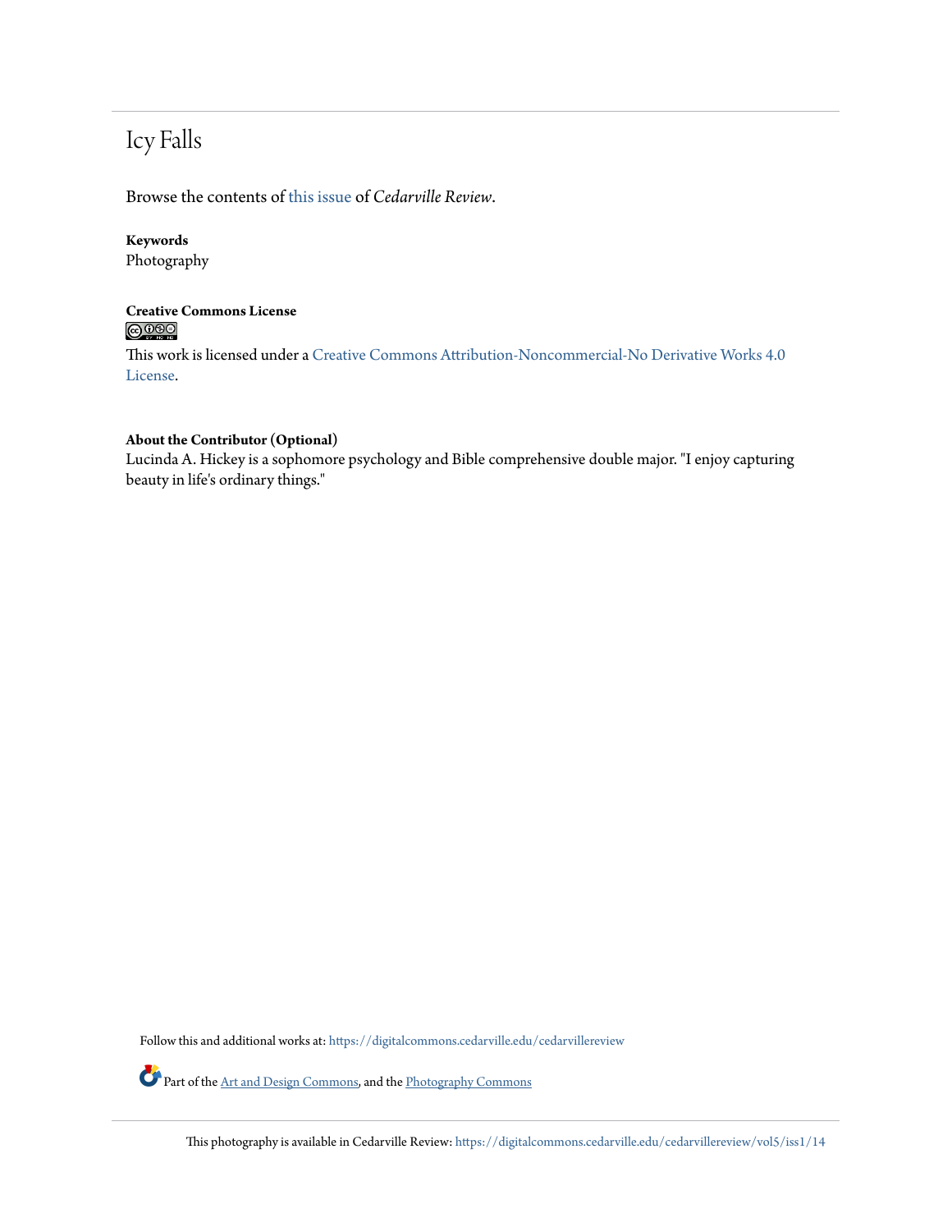# Icy Falls

Browse the contents of this issue of *Cedarville Review*.

**Keywords**
Photography

**Creative Commons License**

This work is licensed under a Creative Commons Attribution-Noncommercial-No Derivative Works 4.0 License.

**About the Contributor (Optional)**
Lucinda A. Hickey is a sophomore psychology and Bible comprehensive double major. "I enjoy capturing beauty in life's ordinary things."

Follow this and additional works at: https://digitalcommons.cedarville.edu/cedarvillereview

Part of the Art and Design Commons, and the Photography Commons

This photography is available in Cedarville Review: https://digitalcommons.cedarville.edu/cedarvillereview/vol5/iss1/14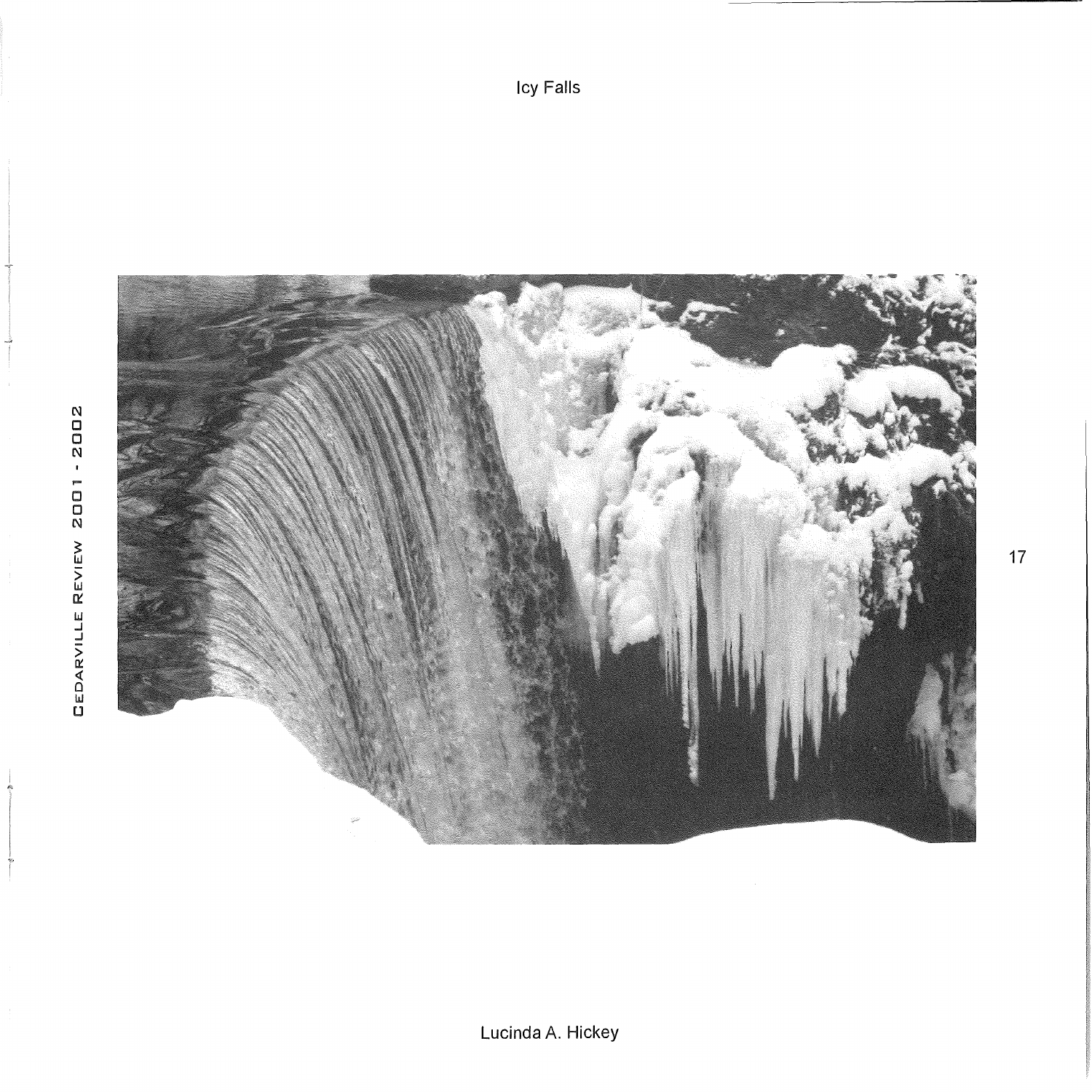Icy Falls

Lucinda A. Hickey